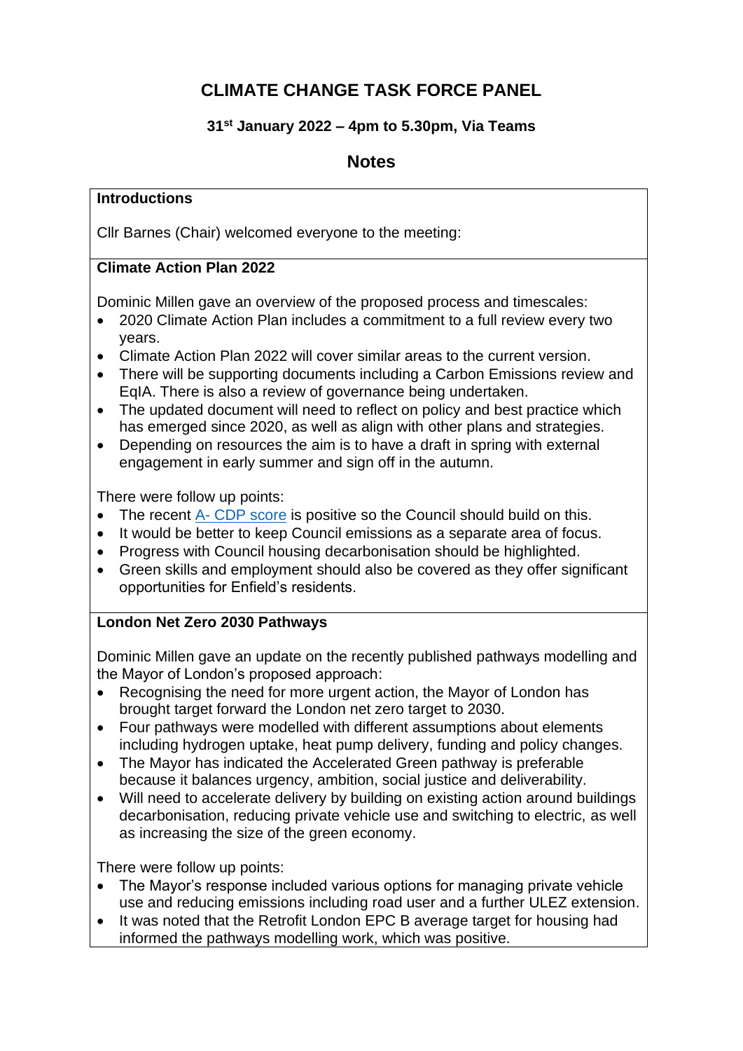# CLIMATE CHANGE TASK FORCE PANEL

**31st January 2022 – 4pm to 5.30pm, Via Teams**

## Notes

### Introductions

Cllr Barnes (Chair) welcomed everyone to the meeting:

### Climate Action Plan 2022

Dominic Millen gave an overview of the proposed process and timescales:

- 2020 Climate Action Plan includes a commitment to a full review every two years.
- Climate Action Plan 2022 will cover similar areas to the current version.
- There will be supporting documents including a Carbon Emissions review and EqIA. There is also a review of governance being undertaken.
- The updated document will need to reflect on policy and best practice which has emerged since 2020, as well as align with other plans and strategies.
- Depending on resources the aim is to have a draft in spring with external engagement in early summer and sign off in the autumn.

There were follow up points:

- The recent A- CDP score is positive so the Council should build on this.
- It would be better to keep Council emissions as a separate area of focus.
- Progress with Council housing decarbonisation should be highlighted.
- Green skills and employment should also be covered as they offer significant opportunities for Enfield's residents.

### London Net Zero 2030 Pathways

Dominic Millen gave an update on the recently published pathways modelling and the Mayor of London's proposed approach:

- Recognising the need for more urgent action, the Mayor of London has brought target forward the London net zero target to 2030.
- Four pathways were modelled with different assumptions about elements including hydrogen uptake, heat pump delivery, funding and policy changes.
- The Mayor has indicated the Accelerated Green pathway is preferable because it balances urgency, ambition, social justice and deliverability.
- Will need to accelerate delivery by building on existing action around buildings decarbonisation, reducing private vehicle use and switching to electric, as well as increasing the size of the green economy.

There were follow up points:

- The Mayor's response included various options for managing private vehicle use and reducing emissions including road user and a further ULEZ extension.
- It was noted that the Retrofit London EPC B average target for housing had informed the pathways modelling work, which was positive.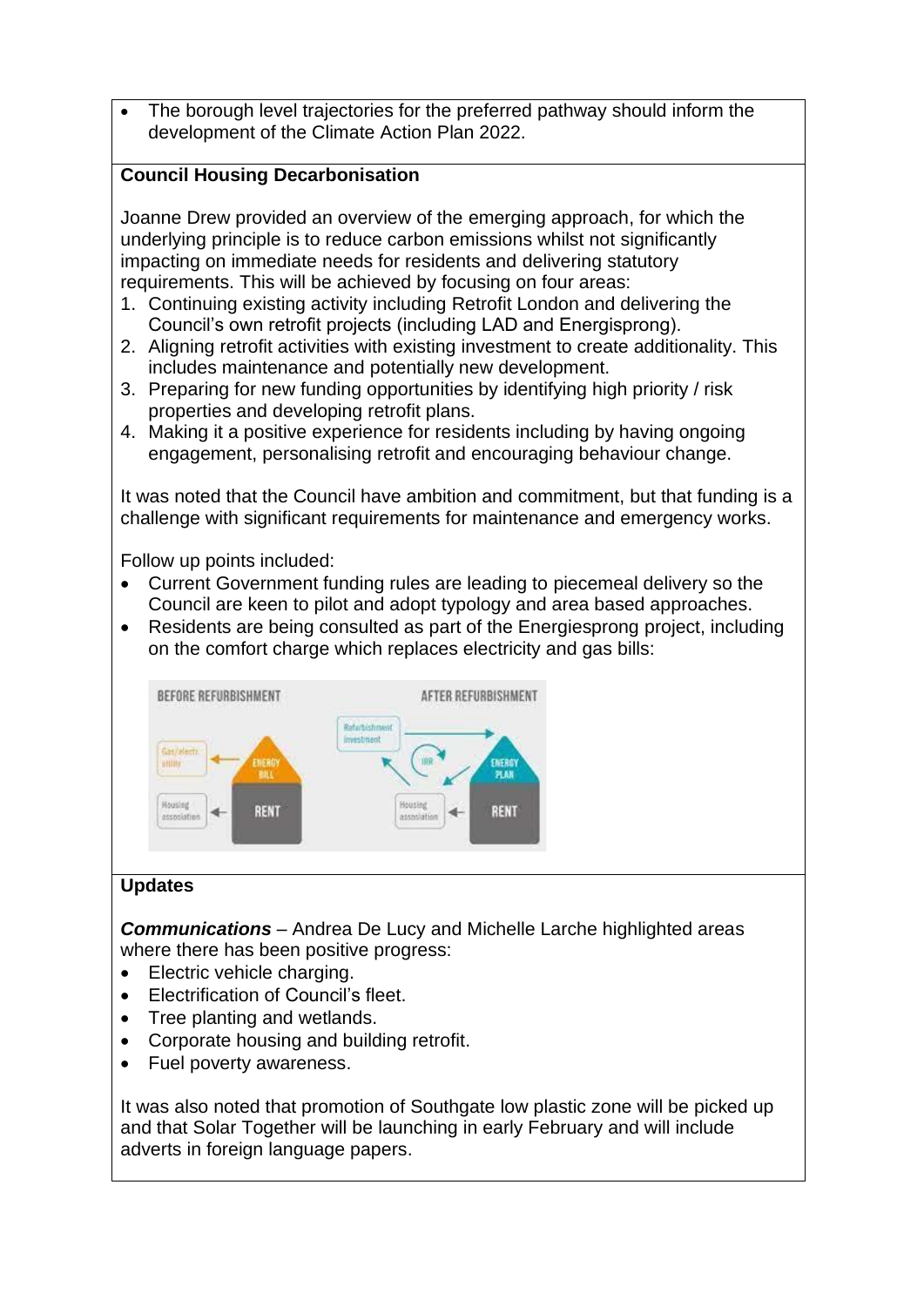- The borough level trajectories for the preferred pathway should inform the development of the Climate Action Plan 2022.

**Council Housing Decarbonisation**

Joanne Drew provided an overview of the emerging approach, for which the underlying principle is to reduce carbon emissions whilst not significantly impacting on immediate needs for residents and delivering statutory requirements. This will be achieved by focusing on four areas:

1. Continuing existing activity including Retrofit London and delivering the Council's own retrofit projects (including LAD and Energisprong).
2. Aligning retrofit activities with existing investment to create additionality. This includes maintenance and potentially new development.
3. Preparing for new funding opportunities by identifying high priority / risk properties and developing retrofit plans.
4. Making it a positive experience for residents including by having ongoing engagement, personalising retrofit and encouraging behaviour change.

It was noted that the Council have ambition and commitment, but that funding is a challenge with significant requirements for maintenance and emergency works.

Follow up points included:

- Current Government funding rules are leading to piecemeal delivery so the Council are keen to pilot and adopt typology and area based approaches.
- Residents are being consulted as part of the Energiesprong project, including on the comfort charge which replaces electricity and gas bills:

**Updates**

***Communications*** – Andrea De Lucy and Michelle Larche highlighted areas where there has been positive progress:

- Electric vehicle charging.
- Electrification of Council's fleet.
- Tree planting and wetlands.
- Corporate housing and building retrofit.
- Fuel poverty awareness.

It was also noted that promotion of Southgate low plastic zone will be picked up and that Solar Together will be launching in early February and will include adverts in foreign language papers.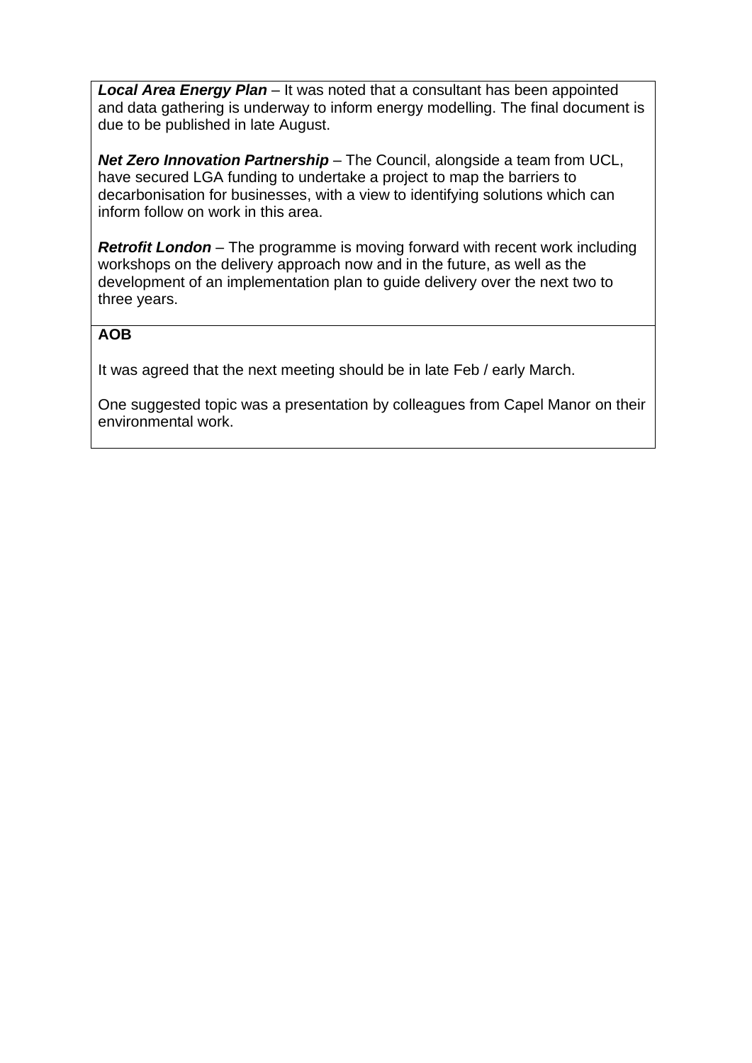***Local Area Energy Plan*** – It was noted that a consultant has been appointed and data gathering is underway to inform energy modelling. The final document is due to be published in late August.

***Net Zero Innovation Partnership*** – The Council, alongside a team from UCL, have secured LGA funding to undertake a project to map the barriers to decarbonisation for businesses, with a view to identifying solutions which can inform follow on work in this area.

***Retrofit London*** – The programme is moving forward with recent work including workshops on the delivery approach now and in the future, as well as the development of an implementation plan to guide delivery over the next two to three years.

**AOB**

It was agreed that the next meeting should be in late Feb / early March.

One suggested topic was a presentation by colleagues from Capel Manor on their environmental work.